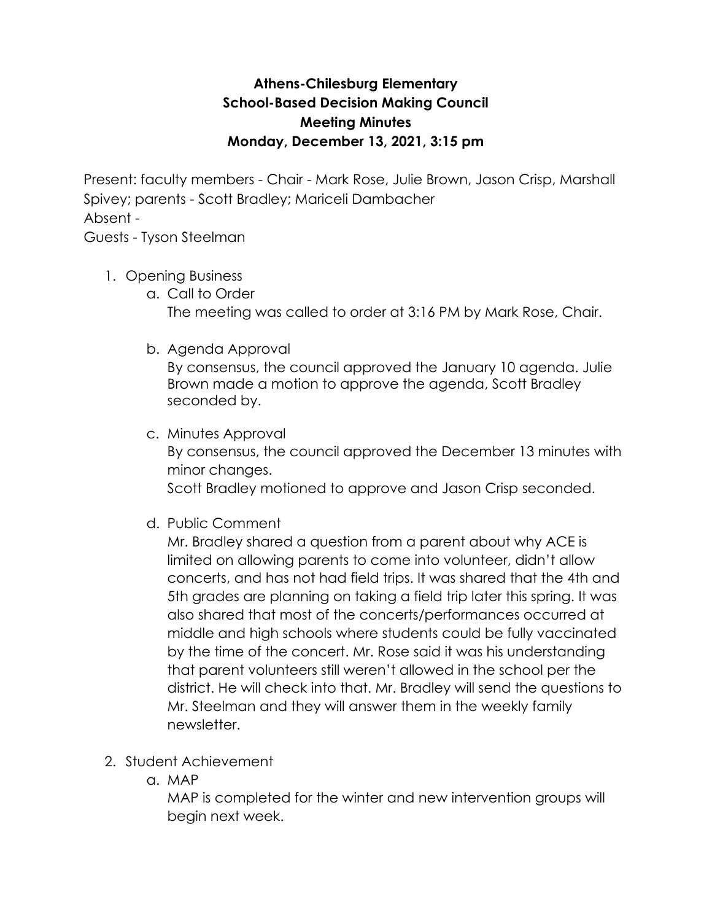# Athens-Chilesburg Elementary
## School-Based Decision Making Council
## Meeting Minutes
## Monday, December 13, 2021, 3:15 pm

Present: faculty members - Chair - Mark Rose, Julie Brown, Jason Crisp, Marshall Spivey; parents - Scott Bradley; Mariceli Dambacher
Absent -
Guests - Tyson Steelman

1. Opening Business
   a. Call to Order
      The meeting was called to order at 3:16 PM by Mark Rose, Chair.

   b. Agenda Approval
      By consensus, the council approved the January 10 agenda. Julie Brown made a motion to approve the agenda, Scott Bradley seconded by.

   c. Minutes Approval
      By consensus, the council approved the December 13 minutes with minor changes.
      Scott Bradley motioned to approve and Jason Crisp seconded.

   d. Public Comment
      Mr. Bradley shared a question from a parent about why ACE is limited on allowing parents to come into volunteer, didn't allow concerts, and has not had field trips. It was shared that the 4th and 5th grades are planning on taking a field trip later this spring. It was also shared that most of the concerts/performances occurred at middle and high schools where students could be fully vaccinated by the time of the concert. Mr. Rose said it was his understanding that parent volunteers still weren't allowed in the school per the district. He will check into that. Mr. Bradley will send the questions to Mr. Steelman and they will answer them in the weekly family newsletter.

2. Student Achievement
   a. MAP
      MAP is completed for the winter and new intervention groups will begin next week.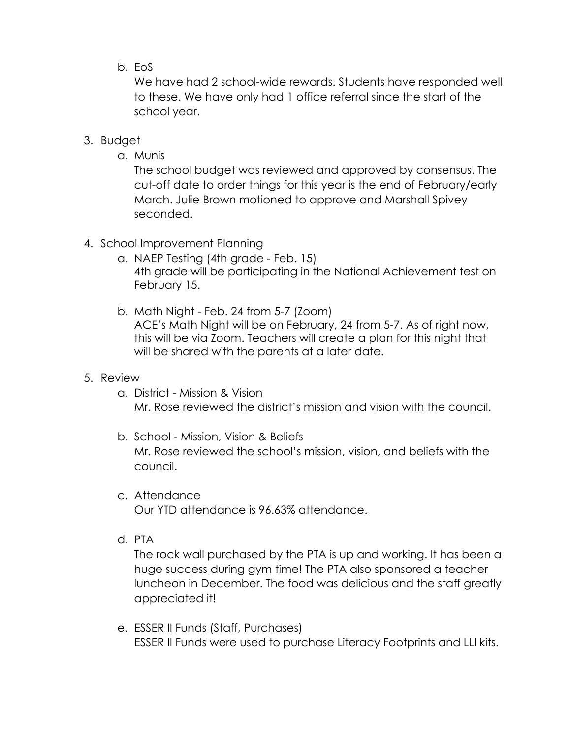b. EoS

   We have had 2 school-wide rewards. Students have responded well to these. We have only had 1 office referral since the start of the school year.

3. Budget

   a. Munis

      The school budget was reviewed and approved by consensus. The cut-off date to order things for this year is the end of February/early March. Julie Brown motioned to approve and Marshall Spivey seconded.

4. School Improvement Planning

   a. NAEP Testing (4th grade - Feb. 15)

      4th grade will be participating in the National Achievement test on February 15.

   b. Math Night - Feb. 24 from 5-7 (Zoom)

      ACE's Math Night will be on February, 24 from 5-7. As of right now, this will be via Zoom. Teachers will create a plan for this night that will be shared with the parents at a later date.

5. Review

   a. District - Mission & Vision

      Mr. Rose reviewed the district's mission and vision with the council.

   b. School - Mission, Vision & Beliefs

      Mr. Rose reviewed the school's mission, vision, and beliefs with the council.

   c. Attendance

      Our YTD attendance is 96.63% attendance.

   d. PTA

      The rock wall purchased by the PTA is up and working. It has been a huge success during gym time! The PTA also sponsored a teacher luncheon in December. The food was delicious and the staff greatly appreciated it!

   e. ESSER II Funds (Staff, Purchases)

      ESSER II Funds were used to purchase Literacy Footprints and LLI kits.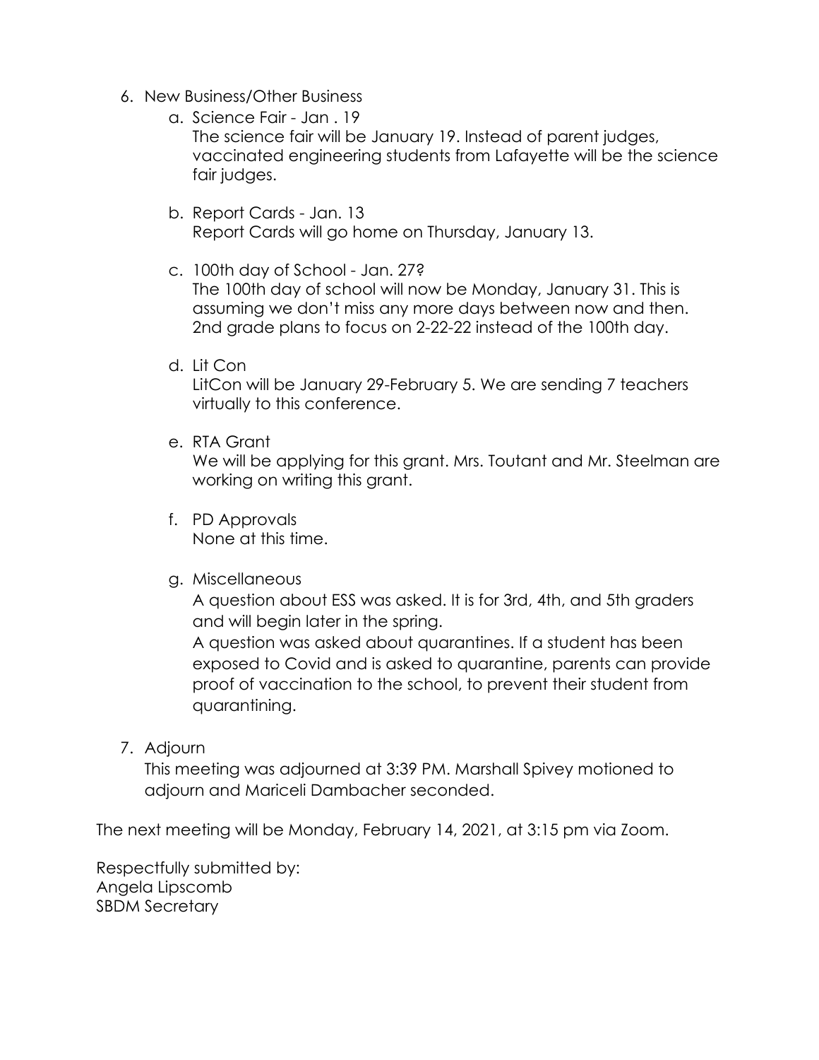6. New Business/Other Business
   a. Science Fair - Jan . 19
      The science fair will be January 19. Instead of parent judges, vaccinated engineering students from Lafayette will be the science fair judges.

   b. Report Cards - Jan. 13
      Report Cards will go home on Thursday, January 13.

   c. 100th day of School - Jan. 27?
      The 100th day of school will now be Monday, January 31. This is assuming we don't miss any more days between now and then. 2nd grade plans to focus on 2-22-22 instead of the 100th day.

   d. Lit Con
      LitCon will be January 29-February 5. We are sending 7 teachers virtually to this conference.

   e. RTA Grant
      We will be applying for this grant. Mrs. Toutant and Mr. Steelman are working on writing this grant.

   f. PD Approvals
      None at this time.

   g. Miscellaneous
      A question about ESS was asked. It is for 3rd, 4th, and 5th graders and will begin later in the spring.
      A question was asked about quarantines. If a student has been exposed to Covid and is asked to quarantine, parents can provide proof of vaccination to the school, to prevent their student from quarantining.

7. Adjourn
   This meeting was adjourned at 3:39 PM. Marshall Spivey motioned to adjourn and Mariceli Dambacher seconded.

The next meeting will be Monday, February 14, 2021, at 3:15 pm via Zoom.

Respectfully submitted by:
Angela Lipscomb
SBDM Secretary